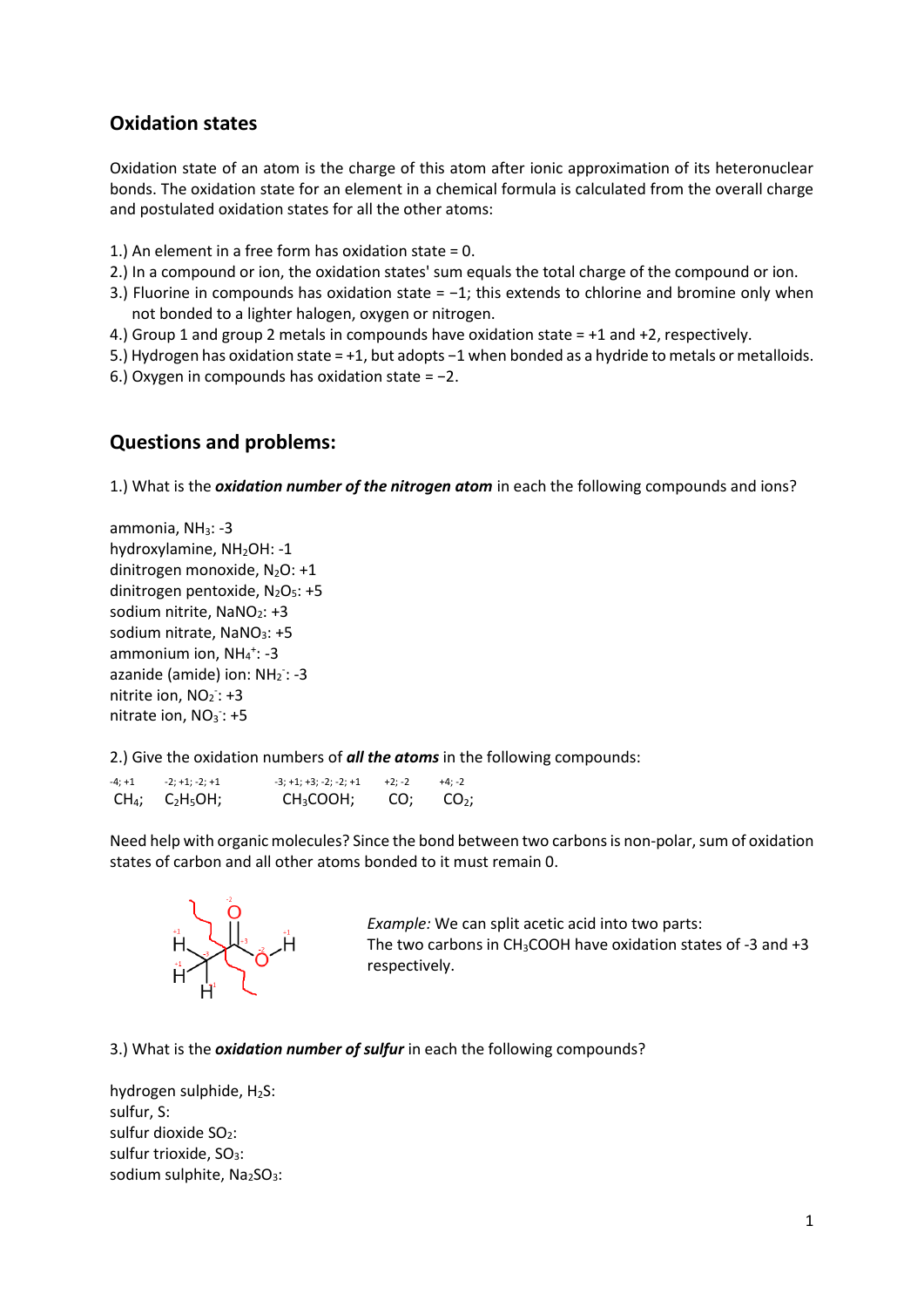## Oxidation states

Oxidation state of an atom is the charge of this atom after ionic approximation of its heteronuclear bonds. The oxidation state for an element in a chemical formula is calculated from the overall charge and postulated oxidation states for all the other atoms:

1.) An element in a free form has oxidation state = 0.
2.) In a compound or ion, the oxidation states' sum equals the total charge of the compound or ion.
3.) Fluorine in compounds has oxidation state = −1; this extends to chlorine and bromine only when not bonded to a lighter halogen, oxygen or nitrogen.
4.) Group 1 and group 2 metals in compounds have oxidation state = +1 and +2, respectively.
5.) Hydrogen has oxidation state = +1, but adopts −1 when bonded as a hydride to metals or metalloids.
6.) Oxygen in compounds has oxidation state = −2.

## Questions and problems:

1.) What is the ***oxidation number of the nitrogen atom*** in each the following compounds and ions?

ammonia, $NH_3$: -3
hydroxylamine, $NH_2OH$: -1
dinitrogen monoxide, $N_2O$: +1
dinitrogen pentoxide, $N_2O_5$: +5
sodium nitrite, $NaNO_2$: +3
sodium nitrate, $NaNO_3$: +5
ammonium ion, $NH_4^+$: -3
azanide (amide) ion: $NH_2^-$: -3
nitrite ion, $NO_2^-$: +3
nitrate ion, $NO_3^-$: +5

2.) Give the oxidation numbers of ***all the atoms*** in the following compounds:

| -4; +1 | -2; +1; -2; +1 | -3; +1; +3; -2; -2; +1 | +2; -2 | +4; -2 |
|---|---|---|---|---|
| $CH_4$; | $C_2H_5OH$; | $CH_3COOH$; | $CO$; | $CO_2$; |

Need help with organic molecules? Since the bond between two carbons is non-polar, sum of oxidation states of carbon and all other atoms bonded to it must remain 0.

*Example:* We can split acetic acid into two parts:
The two carbons in $CH_3COOH$ have oxidation states of -3 and +3 respectively.

3.) What is the ***oxidation number of sulfur*** in each the following compounds?

hydrogen sulphide, $H_2S$:
sulfur, S:
sulfur dioxide $SO_2$:
sulfur trioxide, $SO_3$:
sodium sulphite, $Na_2SO_3$: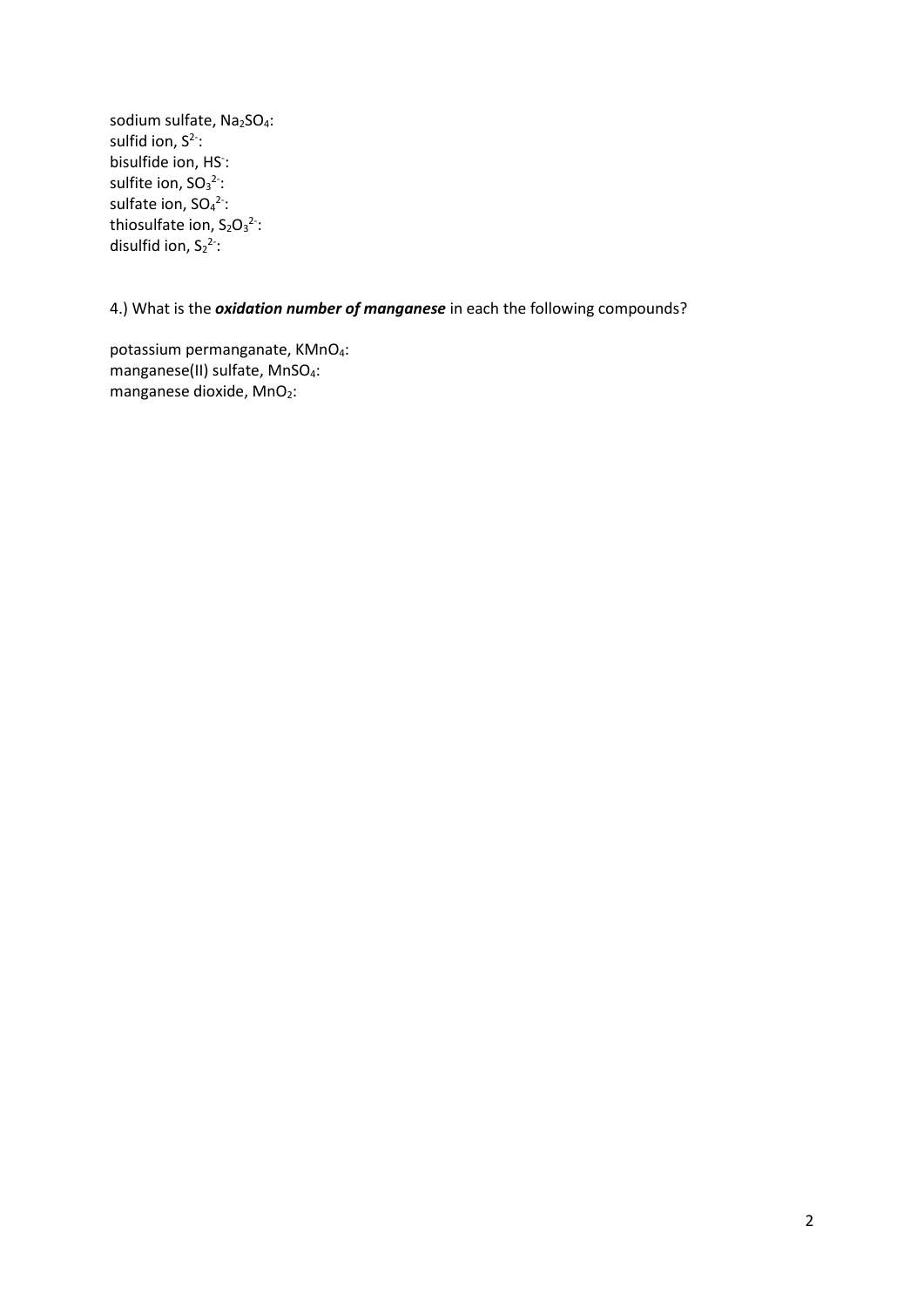sodium sulfate, $Na_2SO_4$:
sulfid ion, $S^{2-}$:
bisulfide ion, $HS^-$:
sulfite ion, $SO_3^{2-}$:
sulfate ion, $SO_4^{2-}$:
thiosulfate ion, $S_2O_3^{2-}$:
disulfid ion, $S_2^{2-}$:

4.) What is the ***oxidation number of manganese*** in each the following compounds?

potassium permanganate, $KMnO_4$:
manganese(II) sulfate, $MnSO_4$:
manganese dioxide, $MnO_2$: